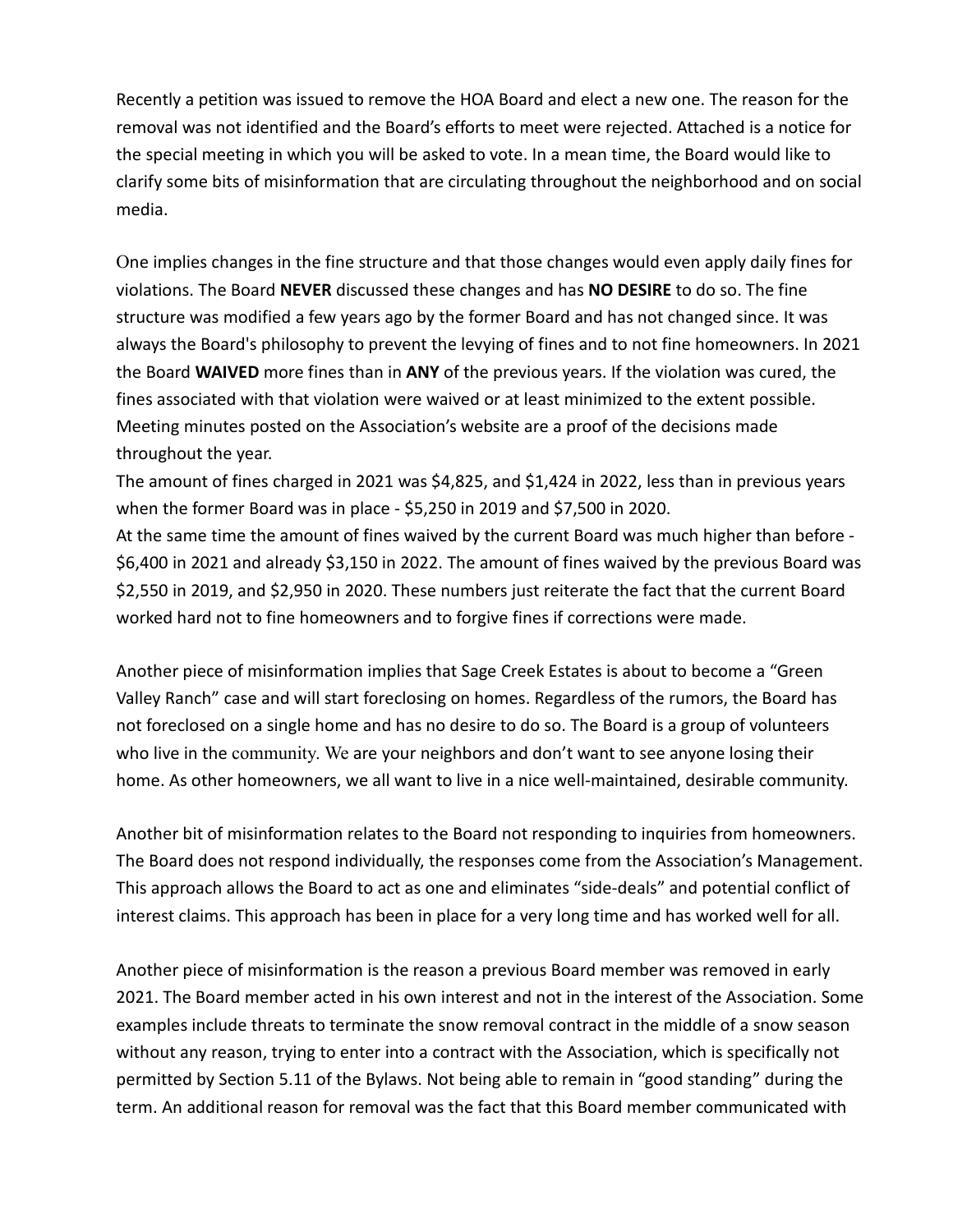Recently a petition was issued to remove the HOA Board and elect a new one. The reason for the removal was not identified and the Board's efforts to meet were rejected. Attached is a notice for the special meeting in which you will be asked to vote. In a mean time, the Board would like to clarify some bits of misinformation that are circulating throughout the neighborhood and on social media.

One implies changes in the fine structure and that those changes would even apply daily fines for violations. The Board **NEVER** discussed these changes and has **NO DESIRE** to do so. The fine structure was modified a few years ago by the former Board and has not changed since. It was always the Board's philosophy to prevent the levying of fines and to not fine homeowners. In 2021 the Board **WAIVED** more fines than in **ANY** of the previous years. If the violation was cured, the fines associated with that violation were waived or at least minimized to the extent possible. Meeting minutes posted on the Association's website are a proof of the decisions made throughout the year.
The amount of fines charged in 2021 was $4,825, and $1,424 in 2022, less than in previous years when the former Board was in place - $5,250 in 2019 and $7,500 in 2020.
At the same time the amount of fines waived by the current Board was much higher than before - $6,400 in 2021 and already $3,150 in 2022. The amount of fines waived by the previous Board was $2,550 in 2019, and $2,950 in 2020. These numbers just reiterate the fact that the current Board worked hard not to fine homeowners and to forgive fines if corrections were made.

Another piece of misinformation implies that Sage Creek Estates is about to become a "Green Valley Ranch" case and will start foreclosing on homes. Regardless of the rumors, the Board has not foreclosed on a single home and has no desire to do so. The Board is a group of volunteers who live in the community. We are your neighbors and don't want to see anyone losing their home. As other homeowners, we all want to live in a nice well-maintained, desirable community.

Another bit of misinformation relates to the Board not responding to inquiries from homeowners. The Board does not respond individually, the responses come from the Association's Management. This approach allows the Board to act as one and eliminates "side-deals" and potential conflict of interest claims. This approach has been in place for a very long time and has worked well for all.

Another piece of misinformation is the reason a previous Board member was removed in early 2021. The Board member acted in his own interest and not in the interest of the Association. Some examples include threats to terminate the snow removal contract in the middle of a snow season without any reason, trying to enter into a contract with the Association, which is specifically not permitted by Section 5.11 of the Bylaws. Not being able to remain in "good standing" during the term. An additional reason for removal was the fact that this Board member communicated with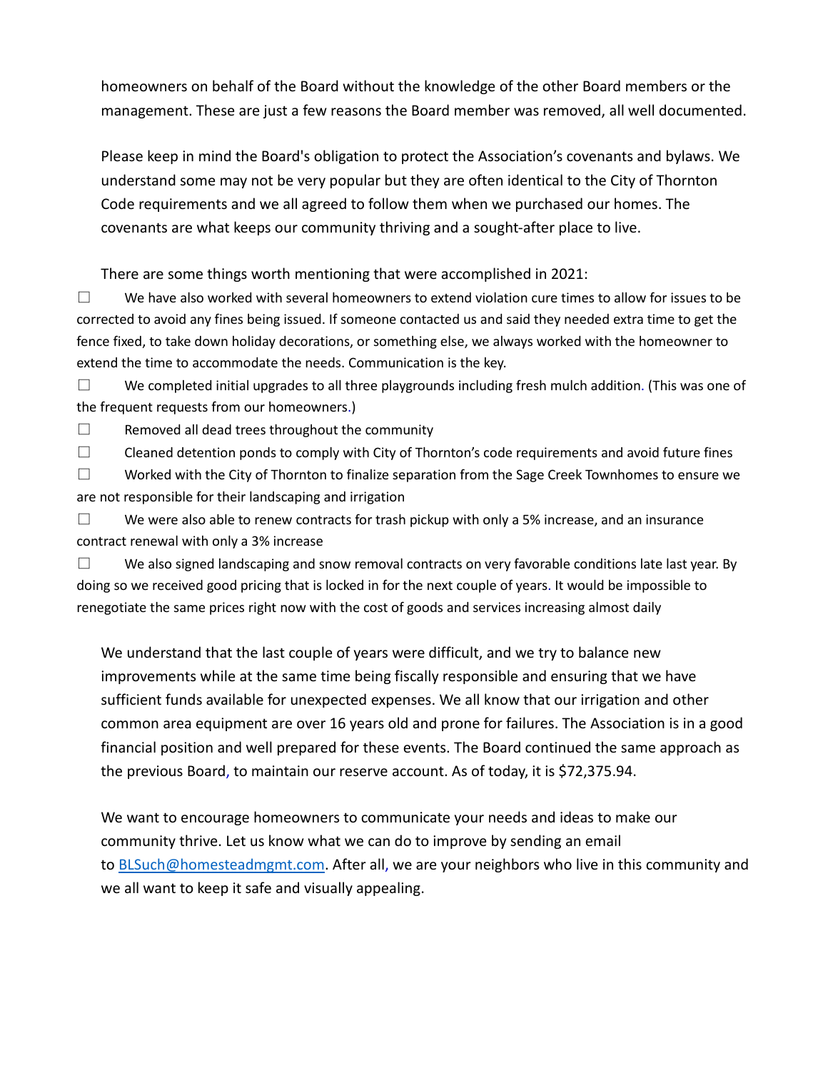homeowners on behalf of the Board without the knowledge of the other Board members or the management. These are just a few reasons the Board member was removed, all well documented.

Please keep in mind the Board's obligation to protect the Association's covenants and bylaws. We understand some may not be very popular but they are often identical to the City of Thornton Code requirements and we all agreed to follow them when we purchased our homes. The covenants are what keeps our community thriving and a sought-after place to live.

There are some things worth mentioning that were accomplished in 2021:

- ☐ We have also worked with several homeowners to extend violation cure times to allow for issues to be corrected to avoid any fines being issued. If someone contacted us and said they needed extra time to get the fence fixed, to take down holiday decorations, or something else, we always worked with the homeowner to extend the time to accommodate the needs. Communication is the key.
- ☐ We completed initial upgrades to all three playgrounds including fresh mulch addition. (This was one of the frequent requests from our homeowners.)
- ☐ Removed all dead trees throughout the community
- ☐ Cleaned detention ponds to comply with City of Thornton's code requirements and avoid future fines
- ☐ Worked with the City of Thornton to finalize separation from the Sage Creek Townhomes to ensure we are not responsible for their landscaping and irrigation
- ☐ We were also able to renew contracts for trash pickup with only a 5% increase, and an insurance contract renewal with only a 3% increase
- ☐ We also signed landscaping and snow removal contracts on very favorable conditions late last year. By doing so we received good pricing that is locked in for the next couple of years. It would be impossible to renegotiate the same prices right now with the cost of goods and services increasing almost daily

We understand that the last couple of years were difficult, and we try to balance new improvements while at the same time being fiscally responsible and ensuring that we have sufficient funds available for unexpected expenses. We all know that our irrigation and other common area equipment are over 16 years old and prone for failures. The Association is in a good financial position and well prepared for these events. The Board continued the same approach as the previous Board, to maintain our reserve account. As of today, it is $72,375.94.

We want to encourage homeowners to communicate your needs and ideas to make our community thrive. Let us know what we can do to improve by sending an email to [BLSuch@homesteadmgmt.com](mailto:BLSuch@homesteadmgmt.com). After all, we are your neighbors who live in this community and we all want to keep it safe and visually appealing.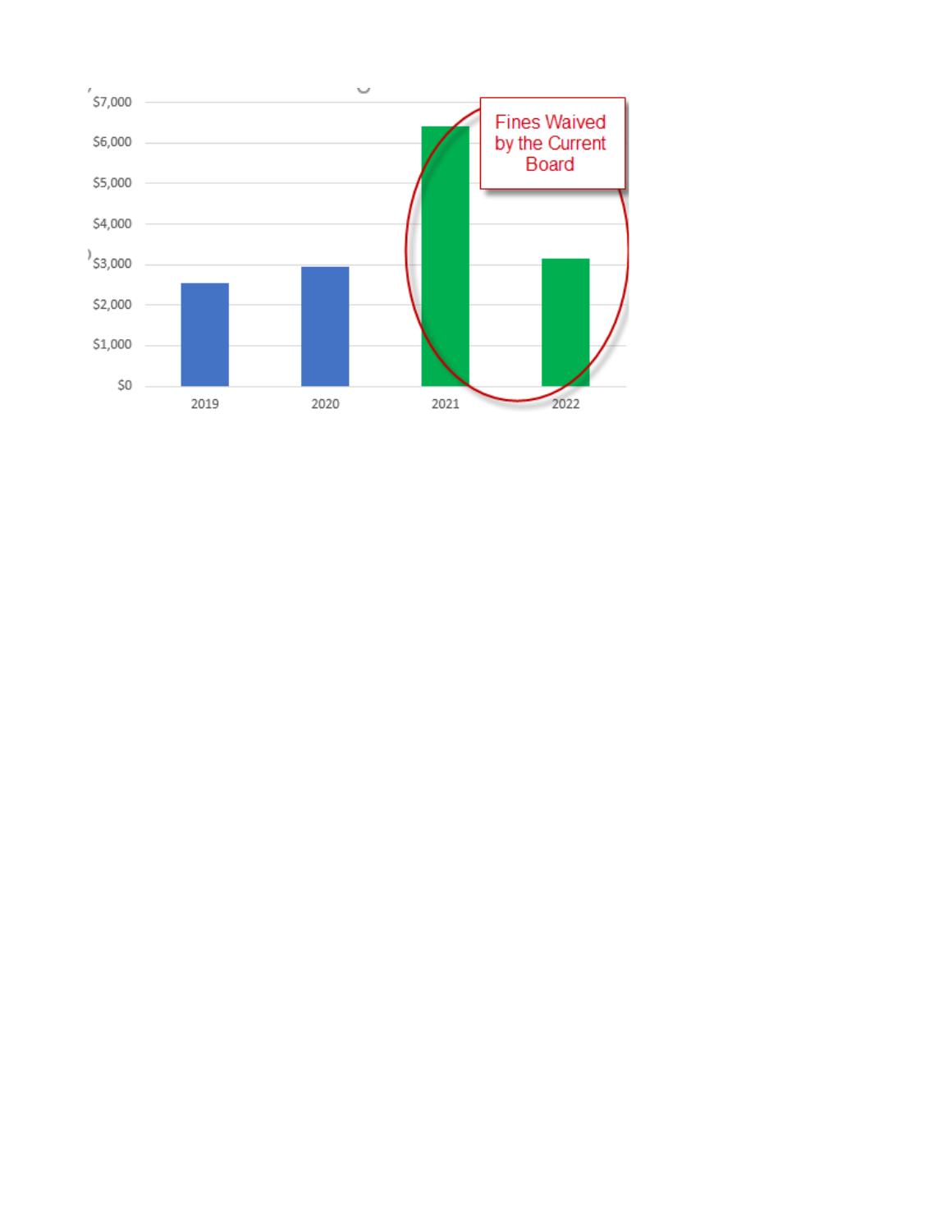$7,000

$6,000

$5,000

$4,000

$3,000

$2,000

$1,000

$0

2019 2020 2021 2022

Fines Waived by the Current Board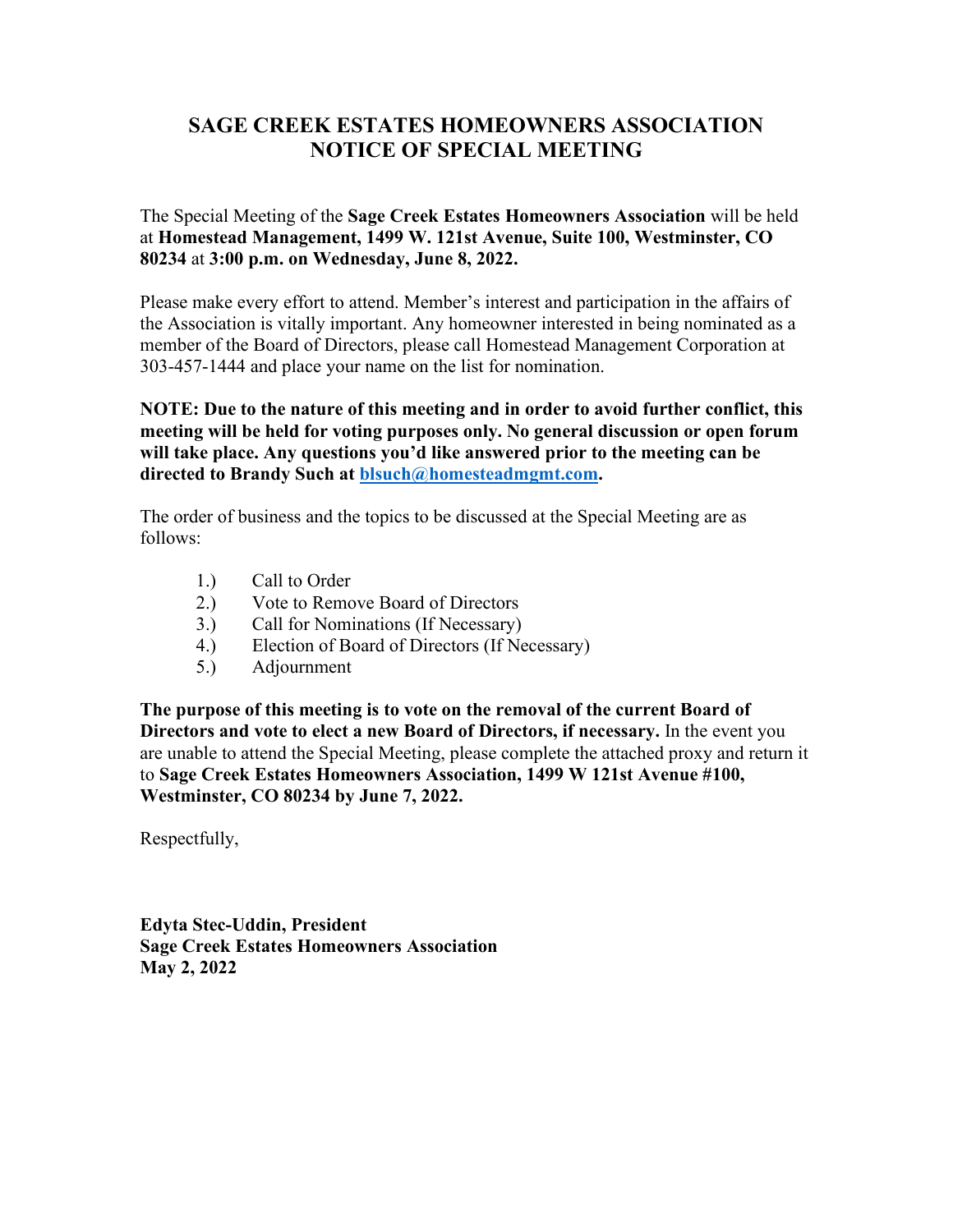# SAGE CREEK ESTATES HOMEOWNERS ASSOCIATION
# NOTICE OF SPECIAL MEETING

The Special Meeting of the **Sage Creek Estates Homeowners Association** will be held at **Homestead Management, 1499 W. 121st Avenue, Suite 100, Westminster, CO 80234** at **3:00 p.m. on Wednesday, June 8, 2022.**

Please make every effort to attend. Member's interest and participation in the affairs of the Association is vitally important. Any homeowner interested in being nominated as a member of the Board of Directors, please call Homestead Management Corporation at 303-457-1444 and place your name on the list for nomination.

**NOTE: Due to the nature of this meeting and in order to avoid further conflict, this meeting will be held for voting purposes only. No general discussion or open forum will take place. Any questions you'd like answered prior to the meeting can be directed to Brandy Such at blsuch@homesteadmgmt.com.**

The order of business and the topics to be discussed at the Special Meeting are as follows:

1.) Call to Order
2.) Vote to Remove Board of Directors
3.) Call for Nominations (If Necessary)
4.) Election of Board of Directors (If Necessary)
5.) Adjournment

**The purpose of this meeting is to vote on the removal of the current Board of Directors and vote to elect a new Board of Directors, if necessary.** In the event you are unable to attend the Special Meeting, please complete the attached proxy and return it to **Sage Creek Estates Homeowners Association, 1499 W 121st Avenue #100, Westminster, CO 80234 by June 7, 2022.**

Respectfully,

**Edyta Stec-Uddin, President**
**Sage Creek Estates Homeowners Association**
**May 2, 2022**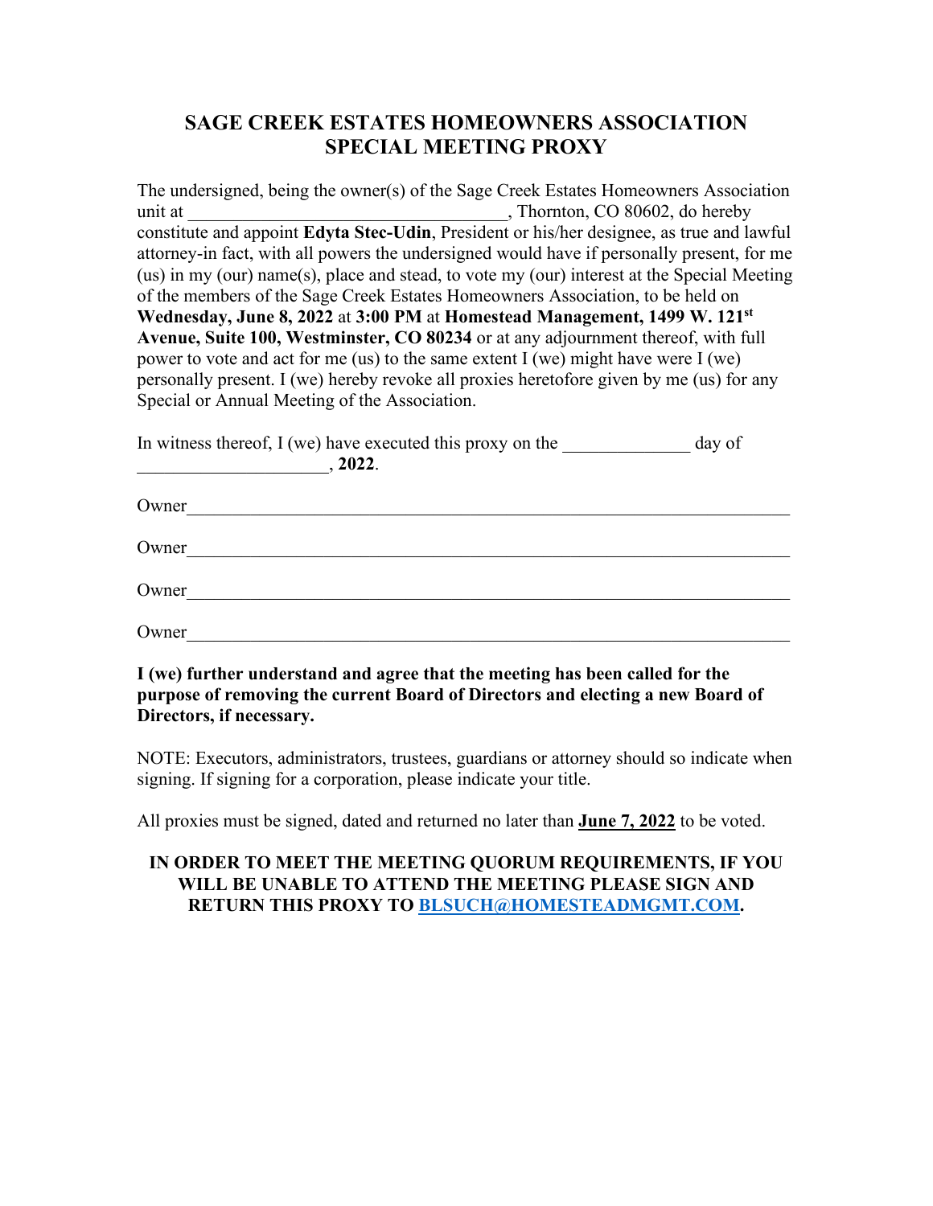# SAGE CREEK ESTATES HOMEOWNERS ASSOCIATION SPECIAL MEETING PROXY

The undersigned, being the owner(s) of the Sage Creek Estates Homeowners Association unit at \_\_\_\_\_\_\_\_\_\_\_\_\_\_\_\_\_\_\_\_\_\_\_\_\_\_\_\_\_\_\_\_\_\_\_, Thornton, CO 80602, do hereby constitute and appoint **Edyta Stec-Udin**, President or his/her designee, as true and lawful attorney-in fact, with all powers the undersigned would have if personally present, for me (us) in my (our) name(s), place and stead, to vote my (our) interest at the Special Meeting of the members of the Sage Creek Estates Homeowners Association, to be held on **Wednesday, June 8, 2022** at **3:00 PM** at **Homestead Management, 1499 W. 121st Avenue, Suite 100, Westminster, CO 80234** or at any adjournment thereof, with full power to vote and act for me (us) to the same extent I (we) might have were I (we) personally present. I (we) hereby revoke all proxies heretofore given by me (us) for any Special or Annual Meeting of the Association.

In witness thereof, I (we) have executed this proxy on the \_\_\_\_\_\_\_\_\_\_\_\_\_\_ day of \_\_\_\_\_\_\_\_\_\_\_\_\_\_\_\_\_\_\_\_\_, **2022**.

Owner\_\_\_\_\_\_\_\_\_\_\_\_\_\_\_\_\_\_\_\_\_\_\_\_\_\_\_\_\_\_\_\_\_\_\_\_\_\_\_\_\_\_\_\_\_\_\_\_\_\_\_\_\_\_\_\_\_\_\_\_\_\_

Owner\_\_\_\_\_\_\_\_\_\_\_\_\_\_\_\_\_\_\_\_\_\_\_\_\_\_\_\_\_\_\_\_\_\_\_\_\_\_\_\_\_\_\_\_\_\_\_\_\_\_\_\_\_\_\_\_\_\_\_\_\_\_

Owner\_\_\_\_\_\_\_\_\_\_\_\_\_\_\_\_\_\_\_\_\_\_\_\_\_\_\_\_\_\_\_\_\_\_\_\_\_\_\_\_\_\_\_\_\_\_\_\_\_\_\_\_\_\_\_\_\_\_\_\_\_\_

Owner\_\_\_\_\_\_\_\_\_\_\_\_\_\_\_\_\_\_\_\_\_\_\_\_\_\_\_\_\_\_\_\_\_\_\_\_\_\_\_\_\_\_\_\_\_\_\_\_\_\_\_\_\_\_\_\_\_\_\_\_\_\_

**I (we) further understand and agree that the meeting has been called for the purpose of removing the current Board of Directors and electing a new Board of Directors, if necessary.**

NOTE: Executors, administrators, trustees, guardians or attorney should so indicate when signing. If signing for a corporation, please indicate your title.

All proxies must be signed, dated and returned no later than **June 7, 2022** to be voted.

**IN ORDER TO MEET THE MEETING QUORUM REQUIREMENTS, IF YOU WILL BE UNABLE TO ATTEND THE MEETING PLEASE SIGN AND RETURN THIS PROXY TO BLSUCH@HOMESTEADMGMT.COM.**